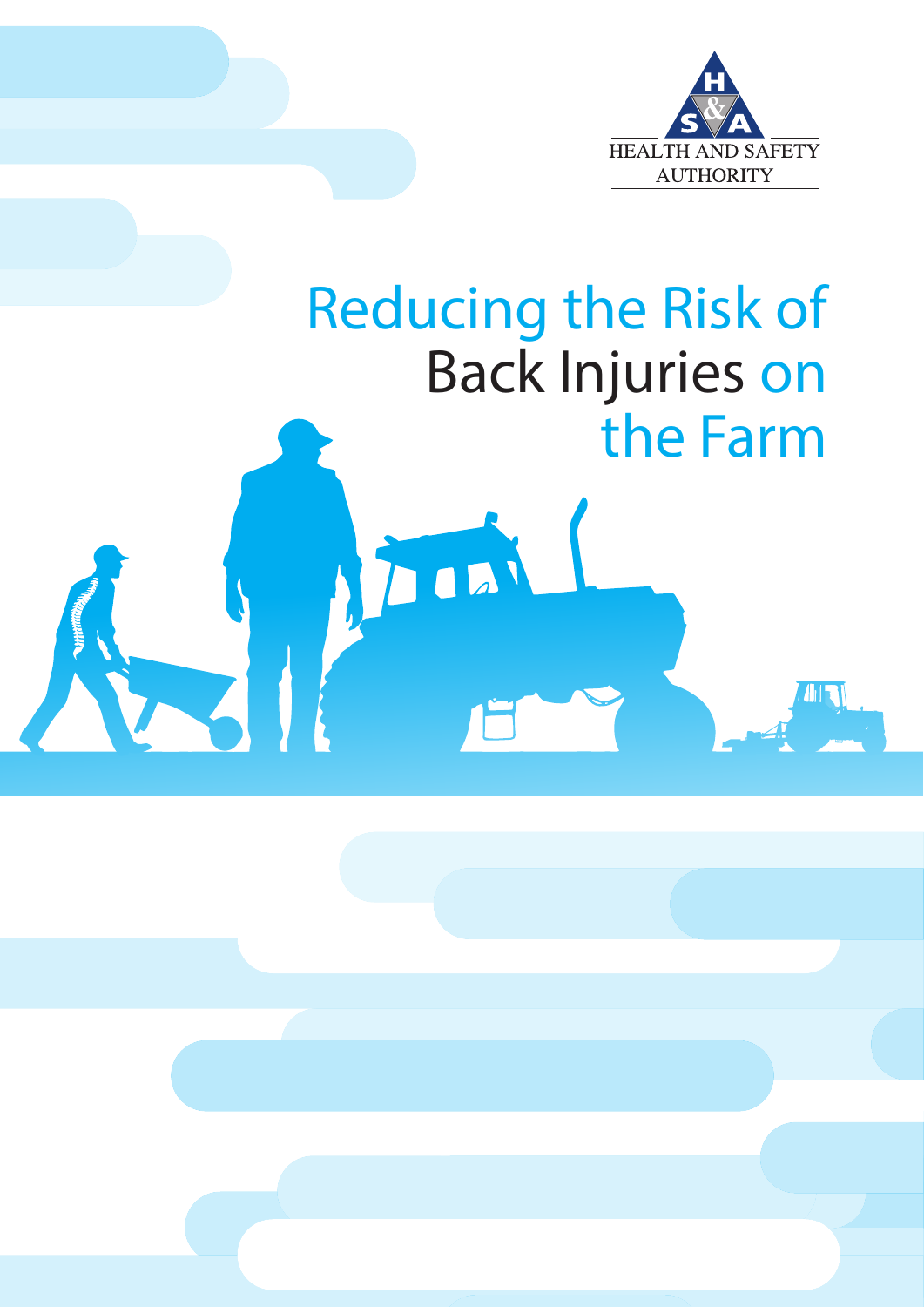HEALTH AND SAFETY AUTHORITY

# Reducing the Risk of Back Injuries on the Farm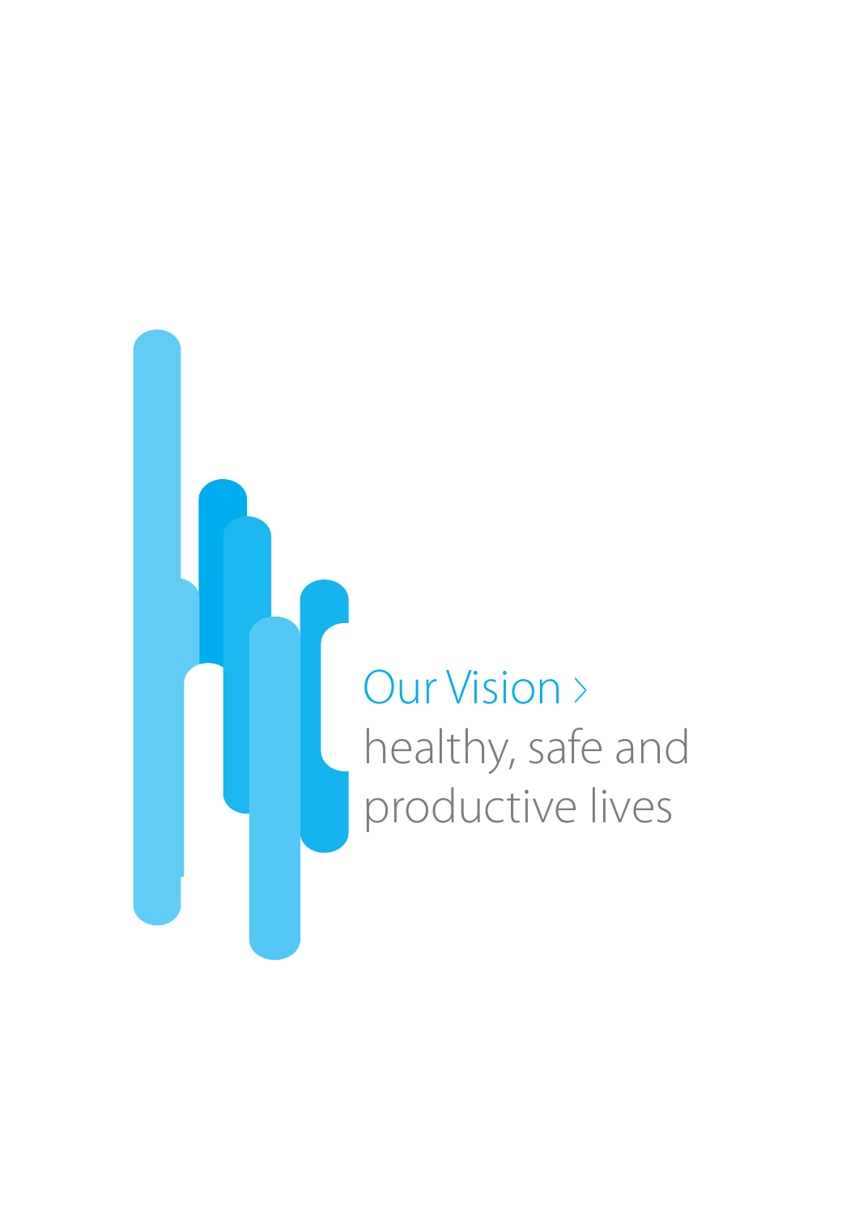Our Vision ›
healthy, safe and productive lives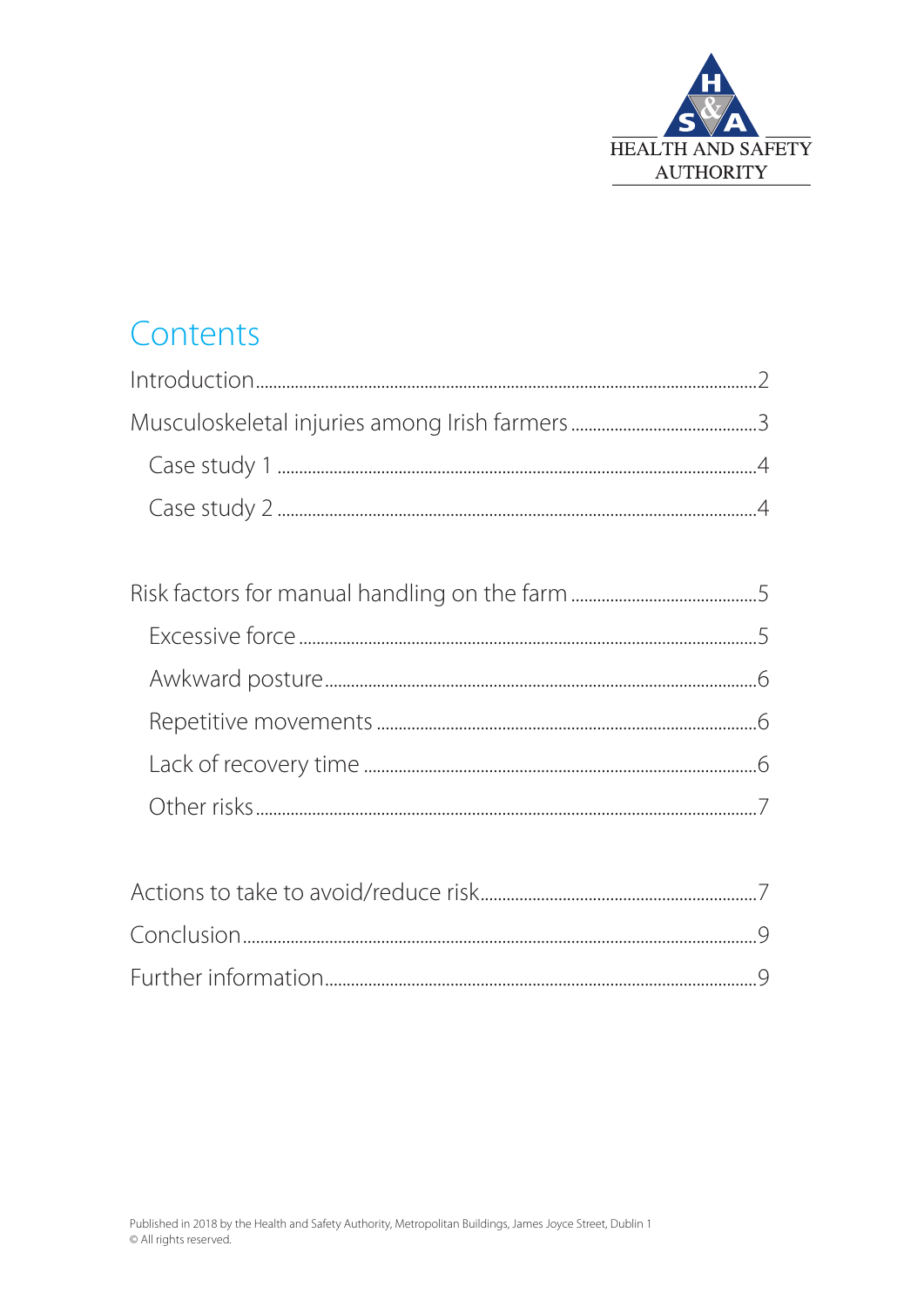HEALTH AND SAFETY AUTHORITY

# Contents

- Introduction .......... 2
- Musculoskeletal injuries among Irish farmers .......... 3
  - Case study 1 .......... 4
  - Case study 2 .......... 4
- Risk factors for manual handling on the farm .......... 5
  - Excessive force .......... 5
  - Awkward posture .......... 6
  - Repetitive movements .......... 6
  - Lack of recovery time .......... 6
  - Other risks .......... 7
- Actions to take to avoid/reduce risk .......... 7
- Conclusion .......... 9
- Further information .......... 9

Published in 2018 by the Health and Safety Authority, Metropolitan Buildings, James Joyce Street, Dublin 1
© All rights reserved.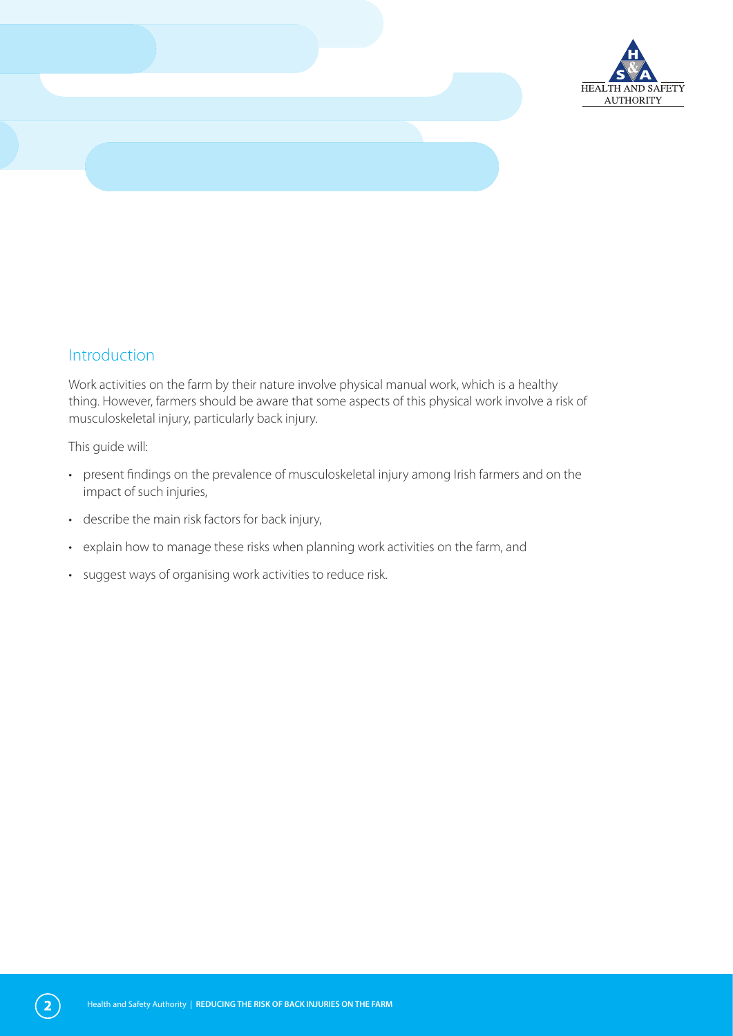## Introduction

Work activities on the farm by their nature involve physical manual work, which is a healthy thing. However, farmers should be aware that some aspects of this physical work involve a risk of musculoskeletal injury, particularly back injury.

This guide will:

- present findings on the prevalence of musculoskeletal injury among Irish farmers and on the impact of such injuries,
- describe the main risk factors for back injury,
- explain how to manage these risks when planning work activities on the farm, and
- suggest ways of organising work activities to reduce risk.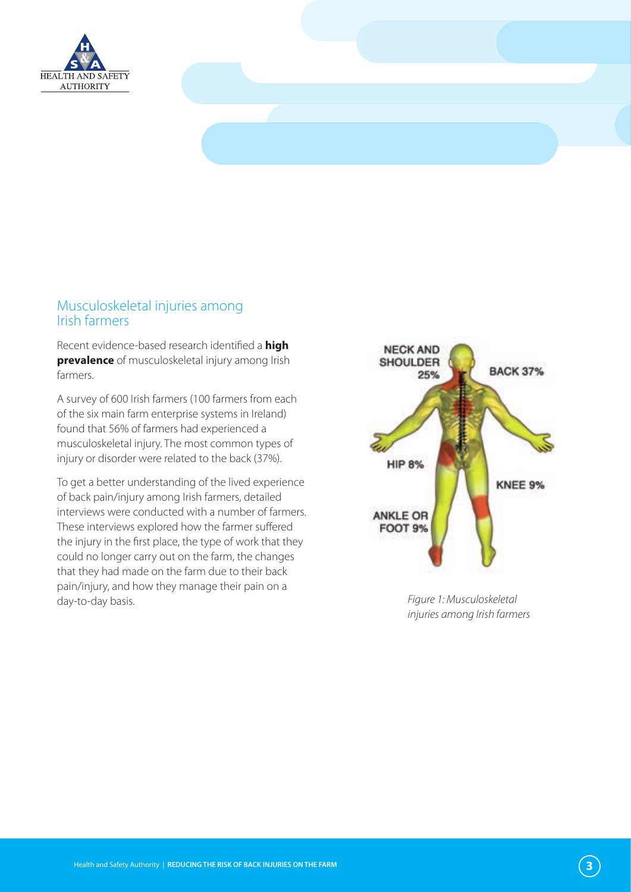## Musculoskeletal injuries among Irish farmers

Recent evidence-based research identified a **high prevalence** of musculoskeletal injury among Irish farmers.

A survey of 600 Irish farmers (100 farmers from each of the six main farm enterprise systems in Ireland) found that 56% of farmers had experienced a musculoskeletal injury. The most common types of injury or disorder were related to the back (37%).

To get a better understanding of the lived experience of back pain/injury among Irish farmers, detailed interviews were conducted with a number of farmers. These interviews explored how the farmer suffered the injury in the first place, the type of work that they could no longer carry out on the farm, the changes that they had made on the farm due to their back pain/injury, and how they manage their pain on a day-to-day basis.

NECK AND SHOULDER 25%

BACK 37%

HIP 8%

KNEE 9%

ANKLE OR FOOT 9%

*Figure 1: Musculoskeletal injuries among Irish farmers*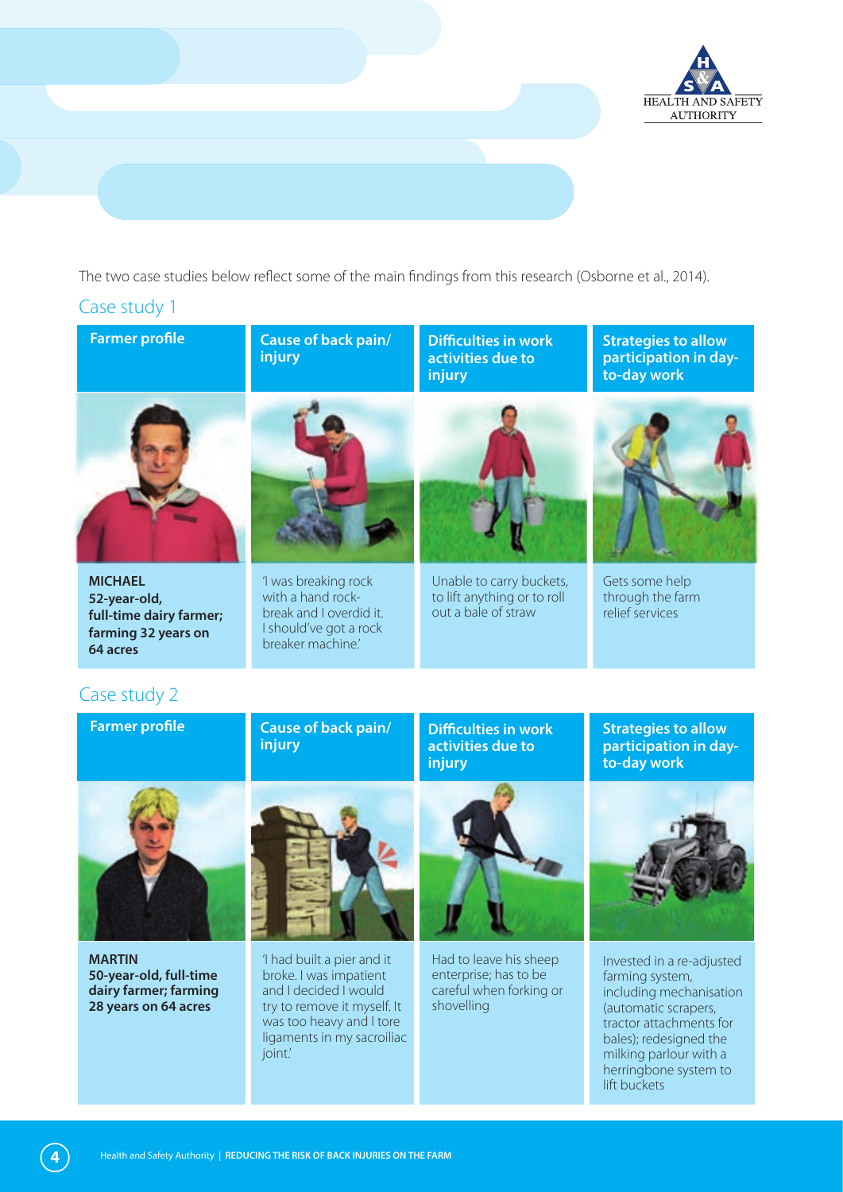The two case studies below reflect some of the main findings from this research (Osborne et al., 2014).

## Case study 1

| Farmer profile | Cause of back pain/injury | Difficulties in work activities due to injury | Strategies to allow participation in day-to-day work |
|---|---|---|---|
| **MICHAEL 52-year-old, full-time dairy farmer; farming 32 years on 64 acres** | 'I was breaking rock with a hand rock-break and I overdid it. I should've got a rock breaker machine.' | Unable to carry buckets, to lift anything or to roll out a bale of straw | Gets some help through the farm relief services |

## Case study 2

| Farmer profile | Cause of back pain/injury | Difficulties in work activities due to injury | Strategies to allow participation in day-to-day work |
|---|---|---|---|
| **MARTIN 50-year-old, full-time dairy farmer; farming 28 years on 64 acres** | 'I had built a pier and it broke. I was impatient and I decided I would try to remove it myself. It was too heavy and I tore ligaments in my sacroiliac joint.' | Had to leave his sheep enterprise; has to be careful when forking or shovelling | Invested in a re-adjusted farming system, including mechanisation (automatic scrapers, tractor attachments for bales); redesigned the milking parlour with a herringbone system to lift buckets |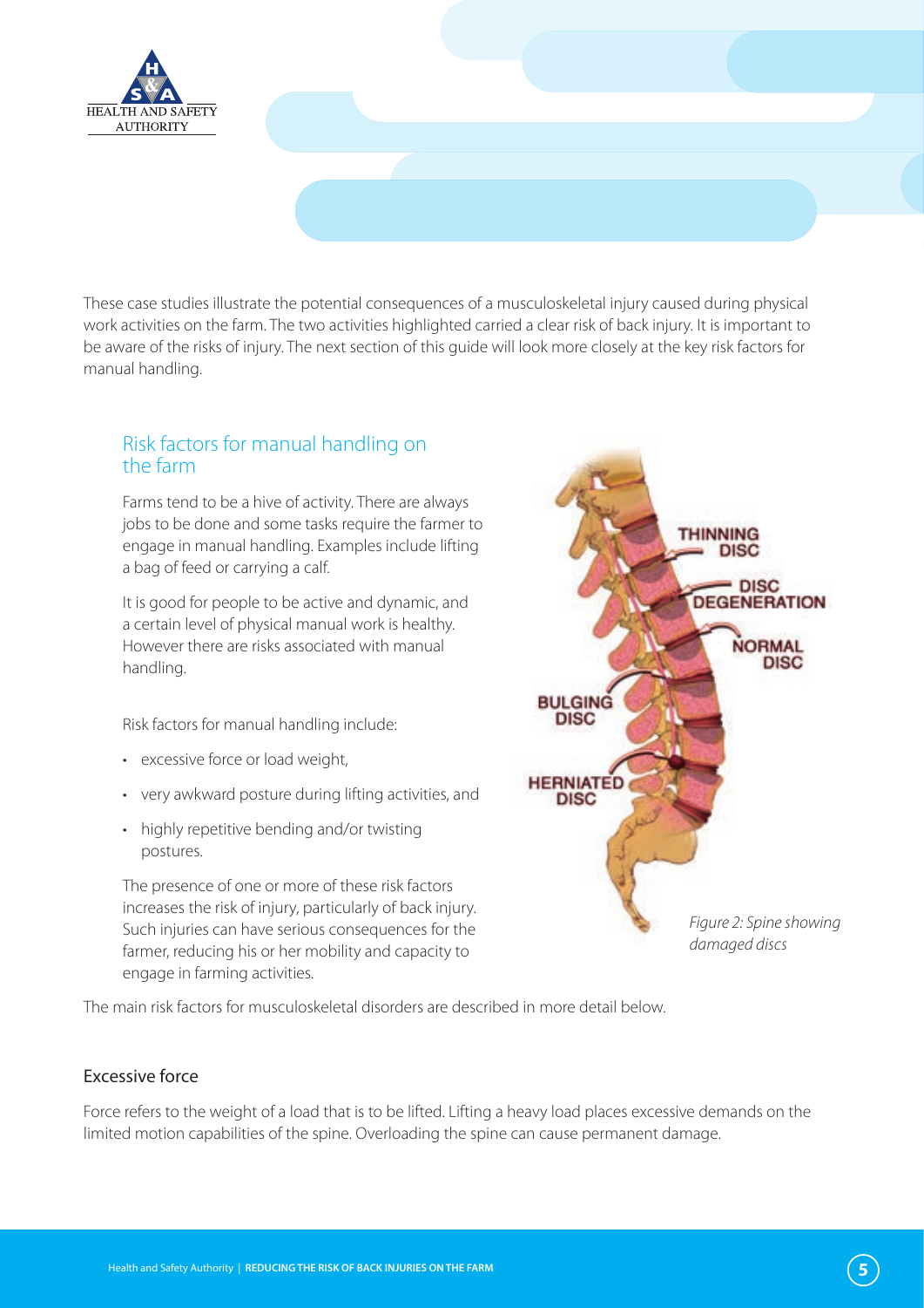These case studies illustrate the potential consequences of a musculoskeletal injury caused during physical work activities on the farm. The two activities highlighted carried a clear risk of back injury. It is important to be aware of the risks of injury. The next section of this guide will look more closely at the key risk factors for manual handling.

## Risk factors for manual handling on the farm

Farms tend to be a hive of activity. There are always jobs to be done and some tasks require the farmer to engage in manual handling. Examples include lifting a bag of feed or carrying a calf.

It is good for people to be active and dynamic, and a certain level of physical manual work is healthy. However there are risks associated with manual handling.

Risk factors for manual handling include:

- excessive force or load weight,
- very awkward posture during lifting activities, and
- highly repetitive bending and/or twisting postures.

The presence of one or more of these risk factors increases the risk of injury, particularly of back injury. Such injuries can have serious consequences for the farmer, reducing his or her mobility and capacity to engage in farming activities.

*Figure 2: Spine showing damaged discs*

The main risk factors for musculoskeletal disorders are described in more detail below.

### Excessive force

Force refers to the weight of a load that is to be lifted. Lifting a heavy load places excessive demands on the limited motion capabilities of the spine. Overloading the spine can cause permanent damage.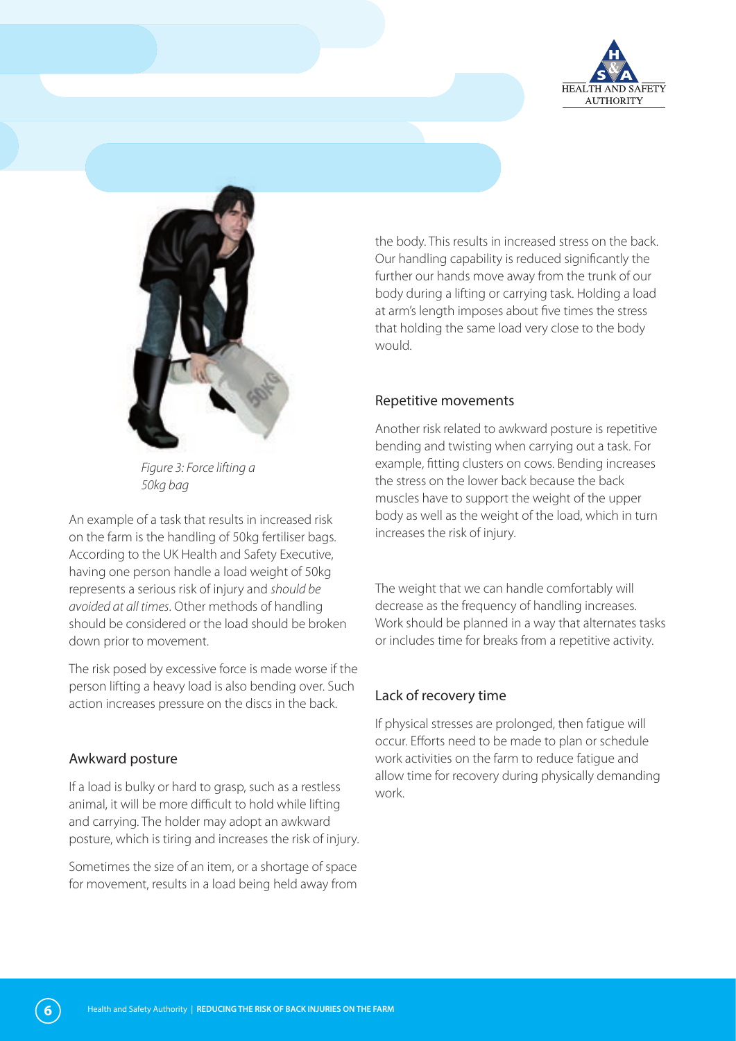*Figure 3: Force lifting a 50kg bag*

An example of a task that results in increased risk on the farm is the handling of 50kg fertiliser bags. According to the UK Health and Safety Executive, having one person handle a load weight of 50kg represents a serious risk of injury and *should be avoided at all times*. Other methods of handling should be considered or the load should be broken down prior to movement.

The risk posed by excessive force is made worse if the person lifting a heavy load is also bending over. Such action increases pressure on the discs in the back.

## Awkward posture

If a load is bulky or hard to grasp, such as a restless animal, it will be more difficult to hold while lifting and carrying. The holder may adopt an awkward posture, which is tiring and increases the risk of injury.

Sometimes the size of an item, or a shortage of space for movement, results in a load being held away from the body. This results in increased stress on the back. Our handling capability is reduced significantly the further our hands move away from the trunk of our body during a lifting or carrying task. Holding a load at arm's length imposes about five times the stress that holding the same load very close to the body would.

## Repetitive movements

Another risk related to awkward posture is repetitive bending and twisting when carrying out a task. For example, fitting clusters on cows. Bending increases the stress on the lower back because the back muscles have to support the weight of the upper body as well as the weight of the load, which in turn increases the risk of injury.

The weight that we can handle comfortably will decrease as the frequency of handling increases. Work should be planned in a way that alternates tasks or includes time for breaks from a repetitive activity.

## Lack of recovery time

If physical stresses are prolonged, then fatigue will occur. Efforts need to be made to plan or schedule work activities on the farm to reduce fatigue and allow time for recovery during physically demanding work.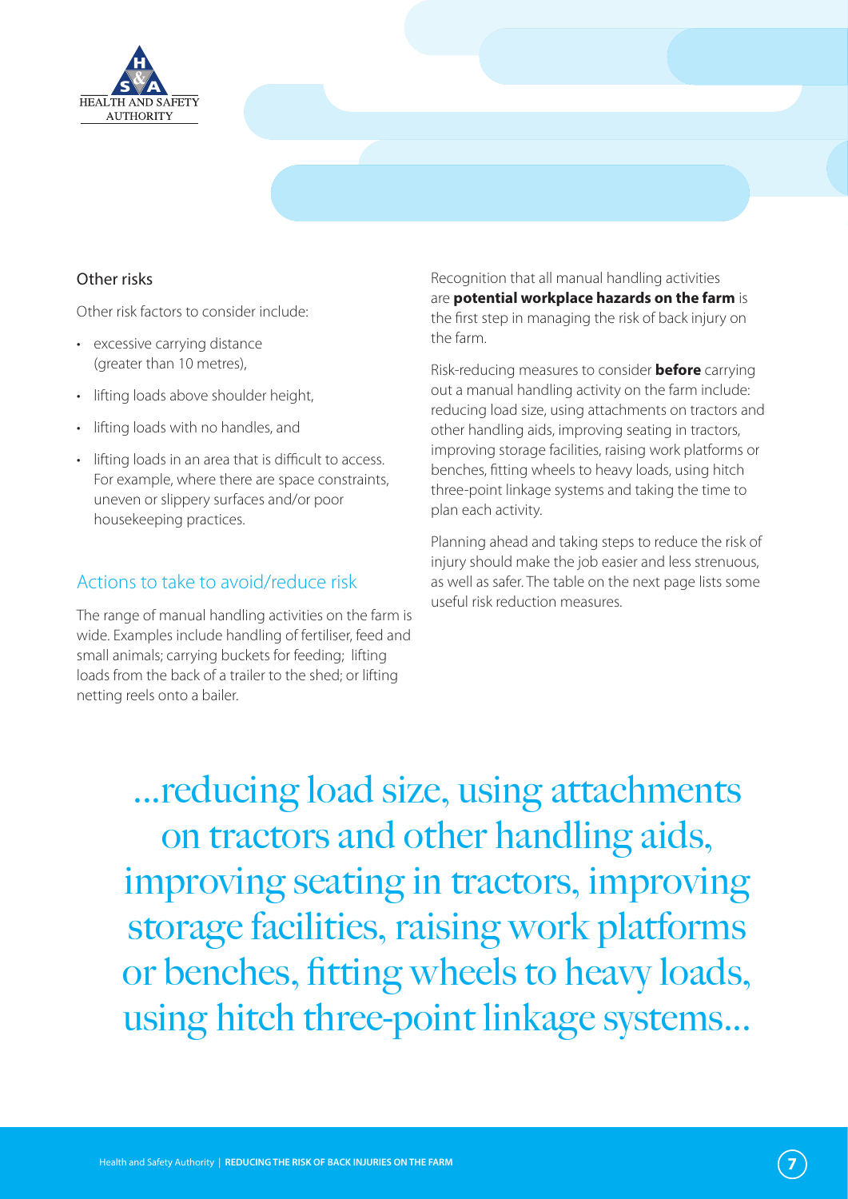### Other risks

Other risk factors to consider include:

- excessive carrying distance (greater than 10 metres),
- lifting loads above shoulder height,
- lifting loads with no handles, and
- lifting loads in an area that is difficult to access. For example, where there are space constraints, uneven or slippery surfaces and/or poor housekeeping practices.

## Actions to take to avoid/reduce risk

The range of manual handling activities on the farm is wide. Examples include handling of fertiliser, feed and small animals; carrying buckets for feeding; lifting loads from the back of a trailer to the shed; or lifting netting reels onto a bailer.

Recognition that all manual handling activities are **potential workplace hazards on the farm** is the first step in managing the risk of back injury on the farm.

Risk-reducing measures to consider **before** carrying out a manual handling activity on the farm include: reducing load size, using attachments on tractors and other handling aids, improving seating in tractors, improving storage facilities, raising work platforms or benches, fitting wheels to heavy loads, using hitch three-point linkage systems and taking the time to plan each activity.

Planning ahead and taking steps to reduce the risk of injury should make the job easier and less strenuous, as well as safer. The table on the next page lists some useful risk reduction measures.

...reducing load size, using attachments on tractors and other handling aids, improving seating in tractors, improving storage facilities, raising work platforms or benches, fitting wheels to heavy loads, using hitch three-point linkage systems...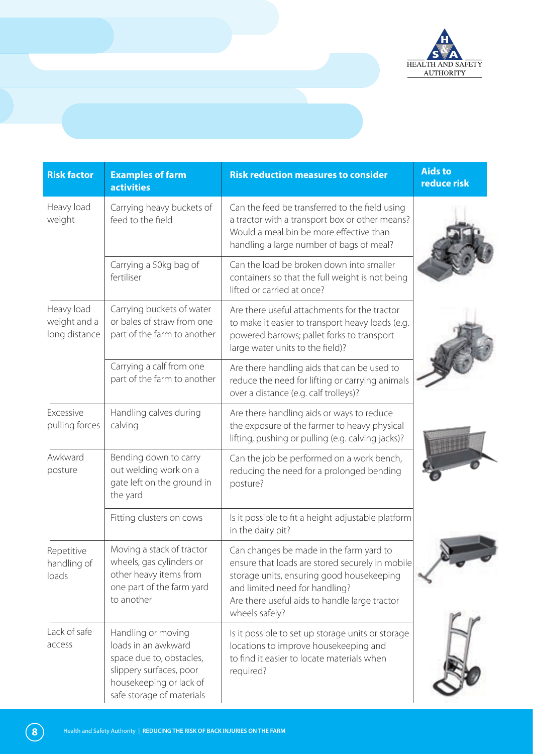| Risk factor | Examples of farm activities | Risk reduction measures to consider | Aids to reduce risk |
|---|---|---|---|
| Heavy load weight | Carrying heavy buckets of feed to the field | Can the feed be transferred to the field using a tractor with a transport box or other means? Would a meal bin be more effective than handling a large number of bags of meal? | |
| | Carrying a 50kg bag of fertiliser | Can the load be broken down into smaller containers so that the full weight is not being lifted or carried at once? | |
| Heavy load weight and a long distance | Carrying buckets of water or bales of straw from one part of the farm to another | Are there useful attachments for the tractor to make it easier to transport heavy loads (e.g. powered barrows; pallet forks to transport large water units to the field)? | |
| | Carrying a calf from one part of the farm to another | Are there handling aids that can be used to reduce the need for lifting or carrying animals over a distance (e.g. calf trolleys)? | |
| Excessive pulling forces | Handling calves during calving | Are there handling aids or ways to reduce the exposure of the farmer to heavy physical lifting, pushing or pulling (e.g. calving jacks)? | |
| Awkward posture | Bending down to carry out welding work on a gate left on the ground in the yard | Can the job be performed on a work bench, reducing the need for a prolonged bending posture? | |
| | Fitting clusters on cows | Is it possible to fit a height-adjustable platform in the dairy pit? | |
| Repetitive handling of loads | Moving a stack of tractor wheels, gas cylinders or other heavy items from one part of the farm yard to another | Can changes be made in the farm yard to ensure that loads are stored securely in mobile storage units, ensuring good housekeeping and limited need for handling? Are there useful aids to handle large tractor wheels safely? | |
| Lack of safe access | Handling or moving loads in an awkward space due to, obstacles, slippery surfaces, poor housekeeping or lack of safe storage of materials | Is it possible to set up storage units or storage locations to improve housekeeping and to find it easier to locate materials when required? | |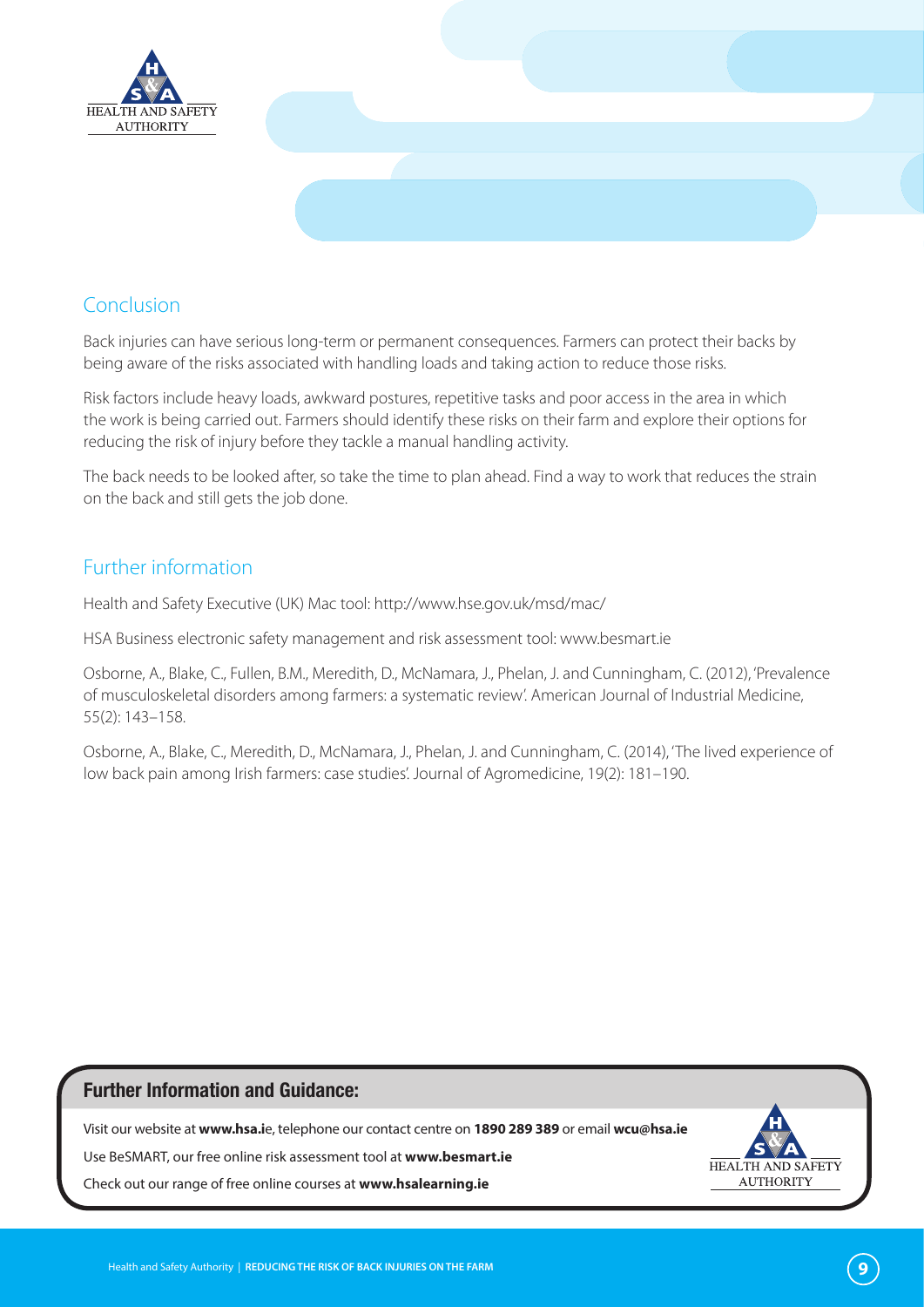## Conclusion

Back injuries can have serious long-term or permanent consequences. Farmers can protect their backs by being aware of the risks associated with handling loads and taking action to reduce those risks.

Risk factors include heavy loads, awkward postures, repetitive tasks and poor access in the area in which the work is being carried out. Farmers should identify these risks on their farm and explore their options for reducing the risk of injury before they tackle a manual handling activity.

The back needs to be looked after, so take the time to plan ahead. Find a way to work that reduces the strain on the back and still gets the job done.

## Further information

Health and Safety Executive (UK) Mac tool: http://www.hse.gov.uk/msd/mac/

HSA Business electronic safety management and risk assessment tool: www.besmart.ie

Osborne, A., Blake, C., Fullen, B.M., Meredith, D., McNamara, J., Phelan, J. and Cunningham, C. (2012), 'Prevalence of musculoskeletal disorders among farmers: a systematic review'. American Journal of Industrial Medicine, 55(2): 143–158.

Osborne, A., Blake, C., Meredith, D., McNamara, J., Phelan, J. and Cunningham, C. (2014), 'The lived experience of low back pain among Irish farmers: case studies'. Journal of Agromedicine, 19(2): 181–190.

**Further Information and Guidance:**

Visit our website at **www.hsa.ie**, telephone our contact centre on **1890 289 389** or email **wcu@hsa.ie**

Use BeSMART, our free online risk assessment tool at **www.besmart.ie**

Check out our range of free online courses at **www.hsalearning.ie**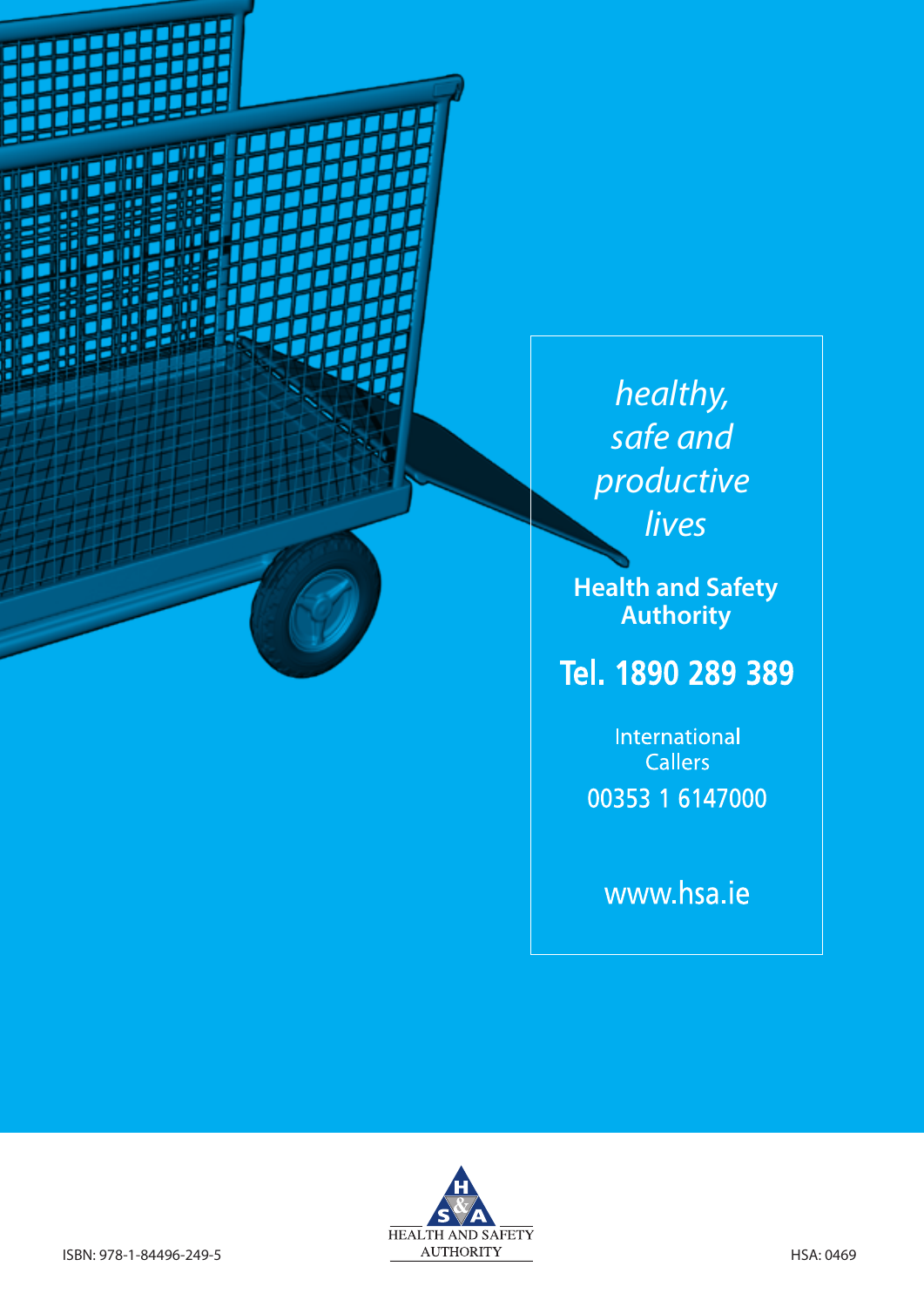*healthy,*
*safe and*
*productive*
*lives*

**Health and Safety Authority**

**Tel. 1890 289 389**

International Callers

00353 1 6147000

www.hsa.ie

HEALTH AND SAFETY AUTHORITY

ISBN: 978-1-84496-249-5

HSA: 0469